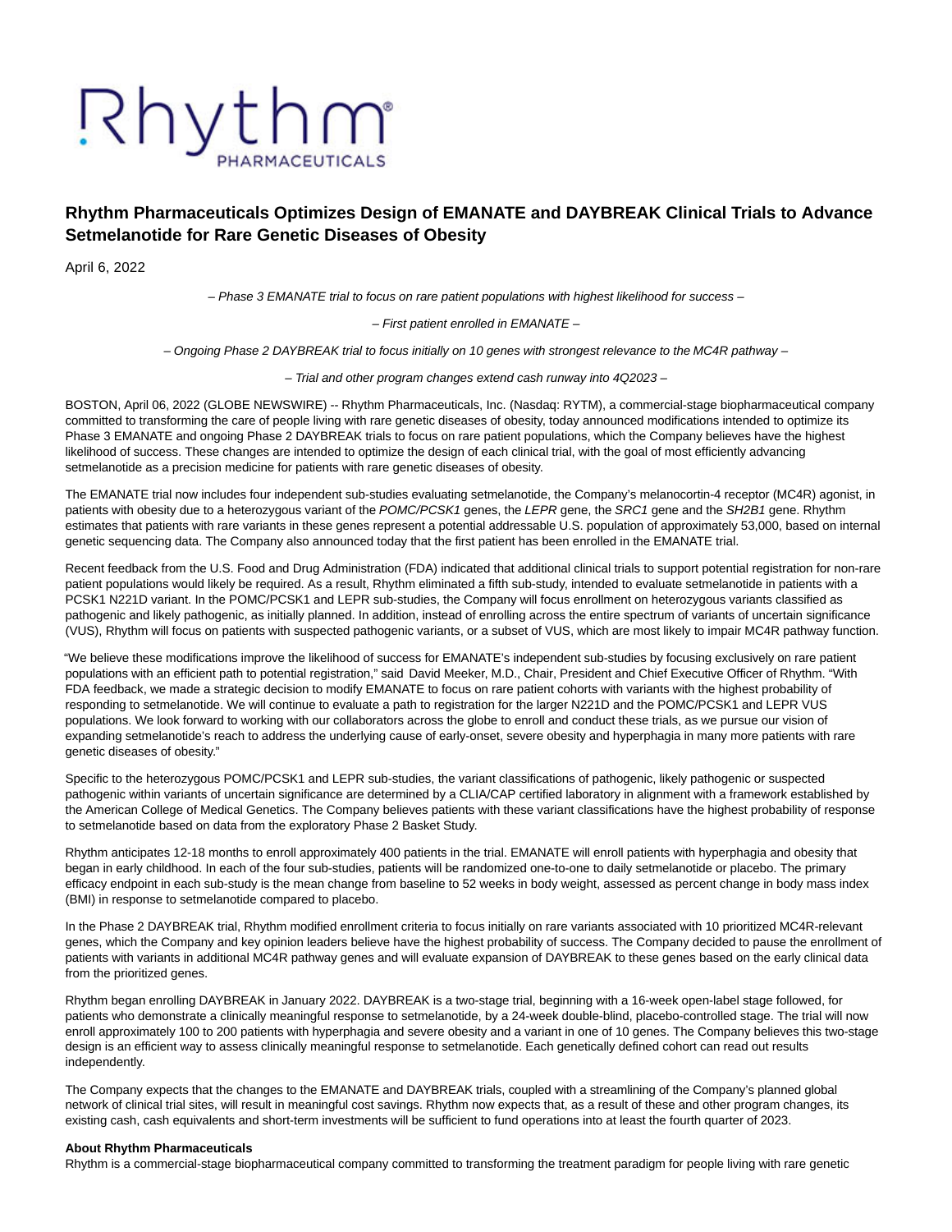# Rhythm Pharmaceuticals Optimizes Design of EMANATE and DAYBREAK Clinical Trials to Advance Setmelanotide for Rare Genetic Diseases of Obesity

April 6, 2022

*– Phase 3 EMANATE trial to focus on rare patient populations with highest likelihood for success –*

*– First patient enrolled in EMANATE –*

*– Ongoing Phase 2 DAYBREAK trial to focus initially on 10 genes with strongest relevance to the MC4R pathway –*

*– Trial and other program changes extend cash runway into 4Q2023 –*

BOSTON, April 06, 2022 (GLOBE NEWSWIRE) -- Rhythm Pharmaceuticals, Inc. (Nasdaq: RYTM), a commercial-stage biopharmaceutical company committed to transforming the care of people living with rare genetic diseases of obesity, today announced modifications intended to optimize its Phase 3 EMANATE and ongoing Phase 2 DAYBREAK trials to focus on rare patient populations, which the Company believes have the highest likelihood of success. These changes are intended to optimize the design of each clinical trial, with the goal of most efficiently advancing setmelanotide as a precision medicine for patients with rare genetic diseases of obesity.

The EMANATE trial now includes four independent sub-studies evaluating setmelanotide, the Company's melanocortin-4 receptor (MC4R) agonist, in patients with obesity due to a heterozygous variant of the *POMC/PCSK1* genes, the *LEPR* gene, the *SRC1* gene and the *SH2B1* gene. Rhythm estimates that patients with rare variants in these genes represent a potential addressable U.S. population of approximately 53,000, based on internal genetic sequencing data. The Company also announced today that the first patient has been enrolled in the EMANATE trial.

Recent feedback from the U.S. Food and Drug Administration (FDA) indicated that additional clinical trials to support potential registration for non-rare patient populations would likely be required. As a result, Rhythm eliminated a fifth sub-study, intended to evaluate setmelanotide in patients with a PCSK1 N221D variant. In the POMC/PCSK1 and LEPR sub-studies, the Company will focus enrollment on heterozygous variants classified as pathogenic and likely pathogenic, as initially planned. In addition, instead of enrolling across the entire spectrum of variants of uncertain significance (VUS), Rhythm will focus on patients with suspected pathogenic variants, or a subset of VUS, which are most likely to impair MC4R pathway function.

"We believe these modifications improve the likelihood of success for EMANATE's independent sub-studies by focusing exclusively on rare patient populations with an efficient path to potential registration," said David Meeker, M.D., Chair, President and Chief Executive Officer of Rhythm. "With FDA feedback, we made a strategic decision to modify EMANATE to focus on rare patient cohorts with variants with the highest probability of responding to setmelanotide. We will continue to evaluate a path to registration for the larger N221D and the POMC/PCSK1 and LEPR VUS populations. We look forward to working with our collaborators across the globe to enroll and conduct these trials, as we pursue our vision of expanding setmelanotide's reach to address the underlying cause of early-onset, severe obesity and hyperphagia in many more patients with rare genetic diseases of obesity."

Specific to the heterozygous POMC/PCSK1 and LEPR sub-studies, the variant classifications of pathogenic, likely pathogenic or suspected pathogenic within variants of uncertain significance are determined by a CLIA/CAP certified laboratory in alignment with a framework established by the American College of Medical Genetics. The Company believes patients with these variant classifications have the highest probability of response to setmelanotide based on data from the exploratory Phase 2 Basket Study.

Rhythm anticipates 12-18 months to enroll approximately 400 patients in the trial. EMANATE will enroll patients with hyperphagia and obesity that began in early childhood. In each of the four sub-studies, patients will be randomized one-to-one to daily setmelanotide or placebo. The primary efficacy endpoint in each sub-study is the mean change from baseline to 52 weeks in body weight, assessed as percent change in body mass index (BMI) in response to setmelanotide compared to placebo.

In the Phase 2 DAYBREAK trial, Rhythm modified enrollment criteria to focus initially on rare variants associated with 10 prioritized MC4R-relevant genes, which the Company and key opinion leaders believe have the highest probability of success. The Company decided to pause the enrollment of patients with variants in additional MC4R pathway genes and will evaluate expansion of DAYBREAK to these genes based on the early clinical data from the prioritized genes.

Rhythm began enrolling DAYBREAK in January 2022. DAYBREAK is a two-stage trial, beginning with a 16-week open-label stage followed, for patients who demonstrate a clinically meaningful response to setmelanotide, by a 24-week double-blind, placebo-controlled stage. The trial will now enroll approximately 100 to 200 patients with hyperphagia and severe obesity and a variant in one of 10 genes. The Company believes this two-stage design is an efficient way to assess clinically meaningful response to setmelanotide. Each genetically defined cohort can read out results independently.

The Company expects that the changes to the EMANATE and DAYBREAK trials, coupled with a streamlining of the Company's planned global network of clinical trial sites, will result in meaningful cost savings. Rhythm now expects that, as a result of these and other program changes, its existing cash, cash equivalents and short-term investments will be sufficient to fund operations into at least the fourth quarter of 2023.

**About Rhythm Pharmaceuticals**

Rhythm is a commercial-stage biopharmaceutical company committed to transforming the treatment paradigm for people living with rare genetic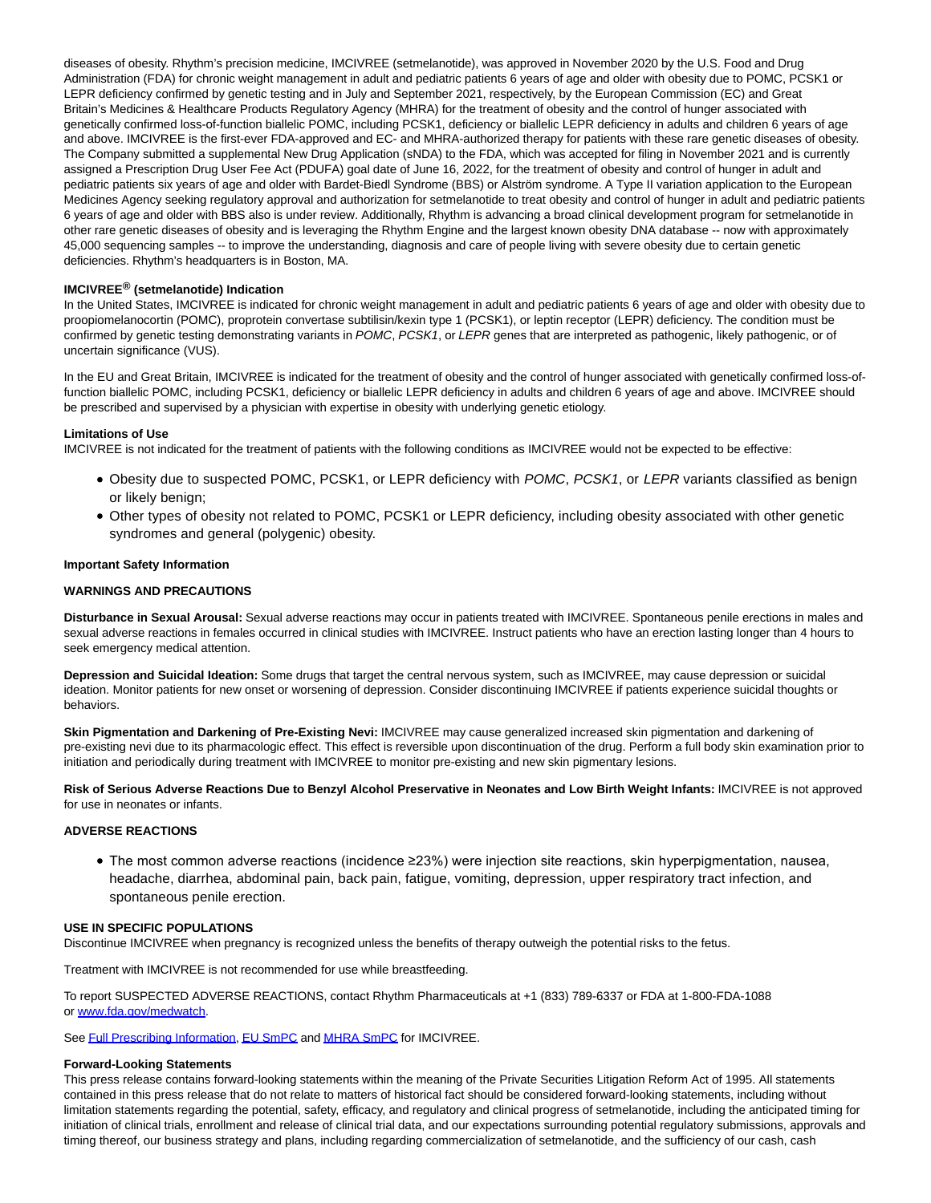diseases of obesity. Rhythm's precision medicine, IMCIVREE (setmelanotide), was approved in November 2020 by the U.S. Food and Drug Administration (FDA) for chronic weight management in adult and pediatric patients 6 years of age and older with obesity due to POMC, PCSK1 or LEPR deficiency confirmed by genetic testing and in July and September 2021, respectively, by the European Commission (EC) and Great Britain's Medicines & Healthcare Products Regulatory Agency (MHRA) for the treatment of obesity and the control of hunger associated with genetically confirmed loss-of-function biallelic POMC, including PCSK1, deficiency or biallelic LEPR deficiency in adults and children 6 years of age and above. IMCIVREE is the first-ever FDA-approved and EC- and MHRA-authorized therapy for patients with these rare genetic diseases of obesity. The Company submitted a supplemental New Drug Application (sNDA) to the FDA, which was accepted for filing in November 2021 and is currently assigned a Prescription Drug User Fee Act (PDUFA) goal date of June 16, 2022, for the treatment of obesity and control of hunger in adult and pediatric patients six years of age and older with Bardet-Biedl Syndrome (BBS) or Alström syndrome. A Type II variation application to the European Medicines Agency seeking regulatory approval and authorization for setmelanotide to treat obesity and control of hunger in adult and pediatric patients 6 years of age and older with BBS also is under review. Additionally, Rhythm is advancing a broad clinical development program for setmelanotide in other rare genetic diseases of obesity and is leveraging the Rhythm Engine and the largest known obesity DNA database -- now with approximately 45,000 sequencing samples -- to improve the understanding, diagnosis and care of people living with severe obesity due to certain genetic deficiencies. Rhythm's headquarters is in Boston, MA.

**IMCIVREE® (setmelanotide) Indication**

In the United States, IMCIVREE is indicated for chronic weight management in adult and pediatric patients 6 years of age and older with obesity due to proopiomelanocortin (POMC), proprotein convertase subtilisin/kexin type 1 (PCSK1), or leptin receptor (LEPR) deficiency. The condition must be confirmed by genetic testing demonstrating variants in *POMC*, *PCSK1*, or *LEPR* genes that are interpreted as pathogenic, likely pathogenic, or of uncertain significance (VUS).

In the EU and Great Britain, IMCIVREE is indicated for the treatment of obesity and the control of hunger associated with genetically confirmed loss-of-function biallelic POMC, including PCSK1, deficiency or biallelic LEPR deficiency in adults and children 6 years of age and above. IMCIVREE should be prescribed and supervised by a physician with expertise in obesity with underlying genetic etiology.

**Limitations of Use**

IMCIVREE is not indicated for the treatment of patients with the following conditions as IMCIVREE would not be expected to be effective:

- Obesity due to suspected POMC, PCSK1, or LEPR deficiency with *POMC*, *PCSK1*, or *LEPR* variants classified as benign or likely benign;
- Other types of obesity not related to POMC, PCSK1 or LEPR deficiency, including obesity associated with other genetic syndromes and general (polygenic) obesity.

**Important Safety Information**

**WARNINGS AND PRECAUTIONS**

**Disturbance in Sexual Arousal:** Sexual adverse reactions may occur in patients treated with IMCIVREE. Spontaneous penile erections in males and sexual adverse reactions in females occurred in clinical studies with IMCIVREE. Instruct patients who have an erection lasting longer than 4 hours to seek emergency medical attention.

**Depression and Suicidal Ideation:** Some drugs that target the central nervous system, such as IMCIVREE, may cause depression or suicidal ideation. Monitor patients for new onset or worsening of depression. Consider discontinuing IMCIVREE if patients experience suicidal thoughts or behaviors.

**Skin Pigmentation and Darkening of Pre-Existing Nevi:** IMCIVREE may cause generalized increased skin pigmentation and darkening of pre-existing nevi due to its pharmacologic effect. This effect is reversible upon discontinuation of the drug. Perform a full body skin examination prior to initiation and periodically during treatment with IMCIVREE to monitor pre-existing and new skin pigmentary lesions.

**Risk of Serious Adverse Reactions Due to Benzyl Alcohol Preservative in Neonates and Low Birth Weight Infants:** IMCIVREE is not approved for use in neonates or infants.

**ADVERSE REACTIONS**

- The most common adverse reactions (incidence ≥23%) were injection site reactions, skin hyperpigmentation, nausea, headache, diarrhea, abdominal pain, back pain, fatigue, vomiting, depression, upper respiratory tract infection, and spontaneous penile erection.

**USE IN SPECIFIC POPULATIONS**

Discontinue IMCIVREE when pregnancy is recognized unless the benefits of therapy outweigh the potential risks to the fetus.

Treatment with IMCIVREE is not recommended for use while breastfeeding.

To report SUSPECTED ADVERSE REACTIONS, contact Rhythm Pharmaceuticals at +1 (833) 789-6337 or FDA at 1-800-FDA-1088 or www.fda.gov/medwatch.

See Full Prescribing Information, EU SmPC and MHRA SmPC for IMCIVREE.

**Forward-Looking Statements**

This press release contains forward-looking statements within the meaning of the Private Securities Litigation Reform Act of 1995. All statements contained in this press release that do not relate to matters of historical fact should be considered forward-looking statements, including without limitation statements regarding the potential, safety, efficacy, and regulatory and clinical progress of setmelanotide, including the anticipated timing for initiation of clinical trials, enrollment and release of clinical trial data, and our expectations surrounding potential regulatory submissions, approvals and timing thereof, our business strategy and plans, including regarding commercialization of setmelanotide, and the sufficiency of our cash, cash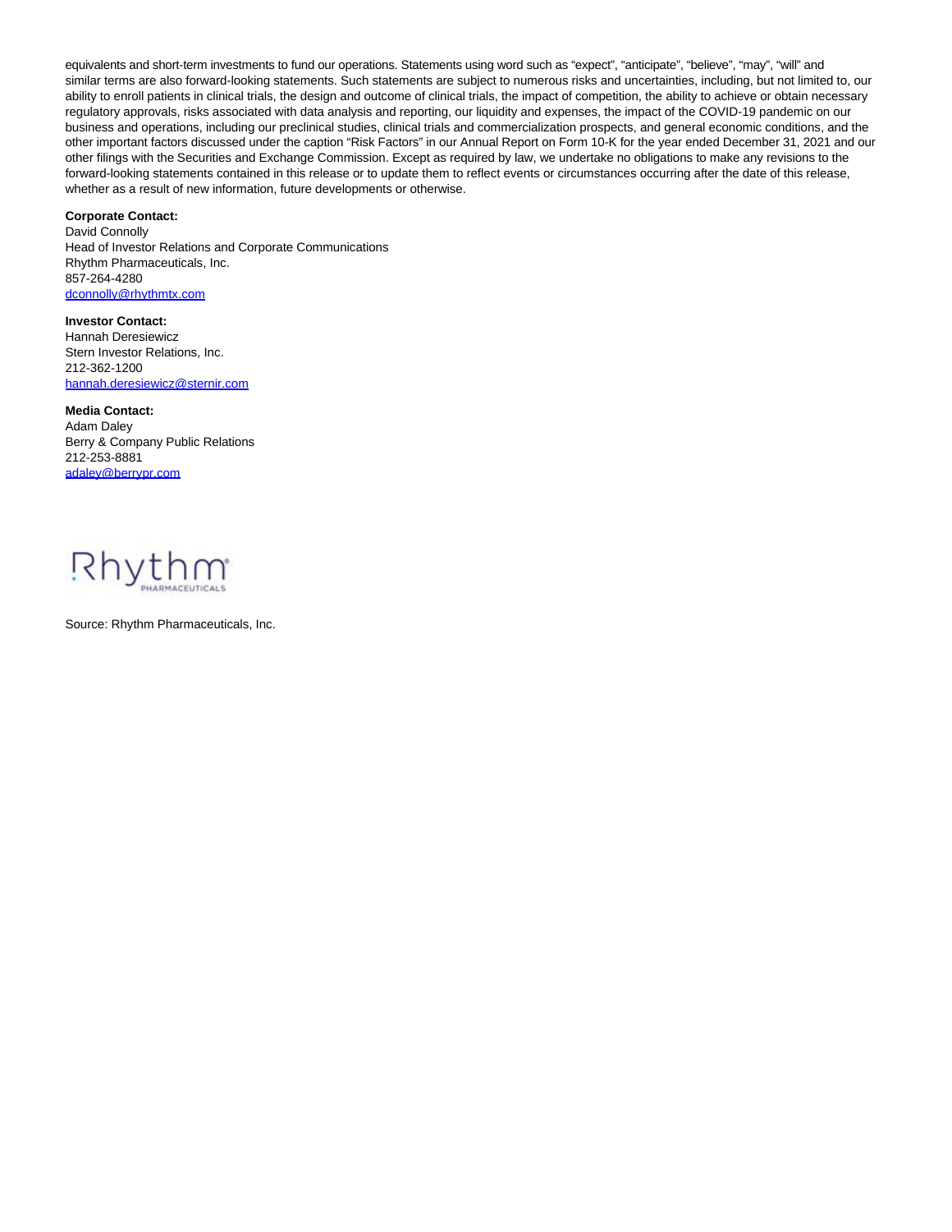equivalents and short-term investments to fund our operations. Statements using word such as "expect", "anticipate", "believe", "may", "will" and similar terms are also forward-looking statements. Such statements are subject to numerous risks and uncertainties, including, but not limited to, our ability to enroll patients in clinical trials, the design and outcome of clinical trials, the impact of competition, the ability to achieve or obtain necessary regulatory approvals, risks associated with data analysis and reporting, our liquidity and expenses, the impact of the COVID-19 pandemic on our business and operations, including our preclinical studies, clinical trials and commercialization prospects, and general economic conditions, and the other important factors discussed under the caption "Risk Factors" in our Annual Report on Form 10-K for the year ended December 31, 2021 and our other filings with the Securities and Exchange Commission. Except as required by law, we undertake no obligations to make any revisions to the forward-looking statements contained in this release or to update them to reflect events or circumstances occurring after the date of this release, whether as a result of new information, future developments or otherwise.

**Corporate Contact:**
David Connolly
Head of Investor Relations and Corporate Communications
Rhythm Pharmaceuticals, Inc.
857-264-4280
dconnolly@rhythmtx.com

**Investor Contact:**
Hannah Deresiewicz
Stern Investor Relations, Inc.
212-362-1200
hannah.deresiewicz@sternir.com

**Media Contact:**
Adam Daley
Berry & Company Public Relations
212-253-8881
adaley@berrypr.com

Rhythm PHARMACEUTICALS

Source: Rhythm Pharmaceuticals, Inc.